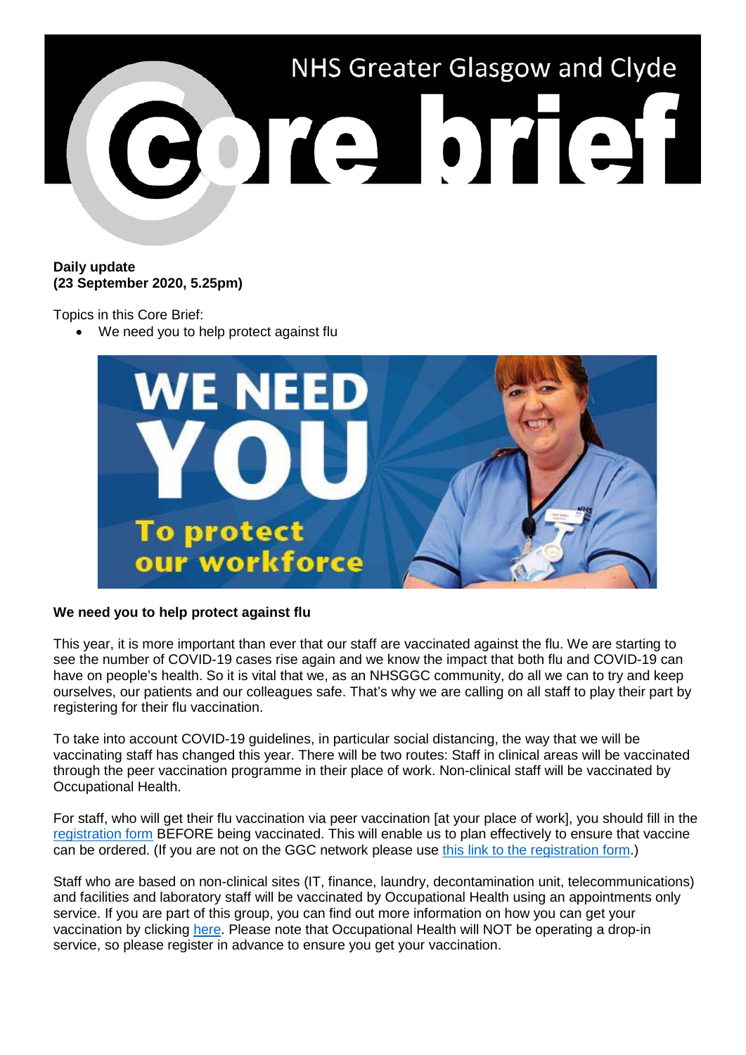# NHS Greater Glasgow and Clyde Core brief

**Daily update**
**(23 September 2020, 5.25pm)**

Topics in this Core Brief:

- We need you to help protect against flu

**We need you to help protect against flu**

This year, it is more important than ever that our staff are vaccinated against the flu. We are starting to see the number of COVID-19 cases rise again and we know the impact that both flu and COVID-19 can have on people's health. So it is vital that we, as an NHSGGC community, do all we can to try and keep ourselves, our patients and our colleagues safe. That's why we are calling on all staff to play their part by registering for their flu vaccination.

To take into account COVID-19 guidelines, in particular social distancing, the way that we will be vaccinating staff has changed this year. There will be two routes: Staff in clinical areas will be vaccinated through the peer vaccination programme in their place of work. Non-clinical staff will be vaccinated by Occupational Health.

For staff, who will get their flu vaccination via peer vaccination [at your place of work], you should fill in the registration form BEFORE being vaccinated. This will enable us to plan effectively to ensure that vaccine can be ordered. (If you are not on the GGC network please use this link to the registration form.)

Staff who are based on non-clinical sites (IT, finance, laundry, decontamination unit, telecommunications) and facilities and laboratory staff will be vaccinated by Occupational Health using an appointments only service. If you are part of this group, you can find out more information on how you can get your vaccination by clicking here. Please note that Occupational Health will NOT be operating a drop-in service, so please register in advance to ensure you get your vaccination.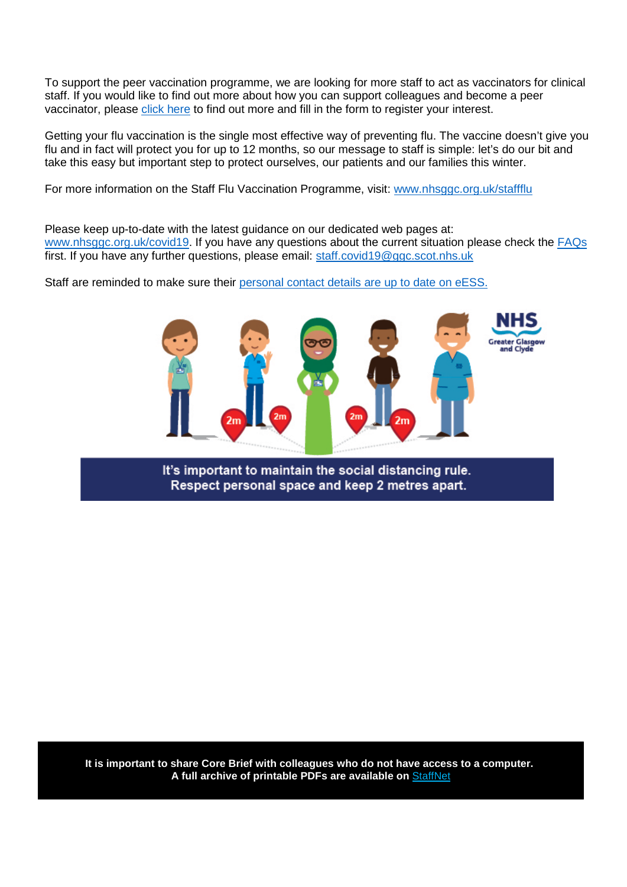To support the peer vaccination programme, we are looking for more staff to act as vaccinators for clinical staff. If you would like to find out more about how you can support colleagues and become a peer vaccinator, please click here to find out more and fill in the form to register your interest.

Getting your flu vaccination is the single most effective way of preventing flu. The vaccine doesn't give you flu and in fact will protect you for up to 12 months, so our message to staff is simple: let's do our bit and take this easy but important step to protect ourselves, our patients and our families this winter.

For more information on the Staff Flu Vaccination Programme, visit: www.nhsggc.org.uk/staffflu

Please keep up-to-date with the latest guidance on our dedicated web pages at: www.nhsggc.org.uk/covid19. If you have any questions about the current situation please check the FAQs first. If you have any further questions, please email: staff.covid19@ggc.scot.nhs.uk

Staff are reminded to make sure their personal contact details are up to date on eESS.

It's important to maintain the social distancing rule.
Respect personal space and keep 2 metres apart.

**It is important to share Core Brief with colleagues who do not have access to a computer.**
**A full archive of printable PDFs are available on StaffNet**